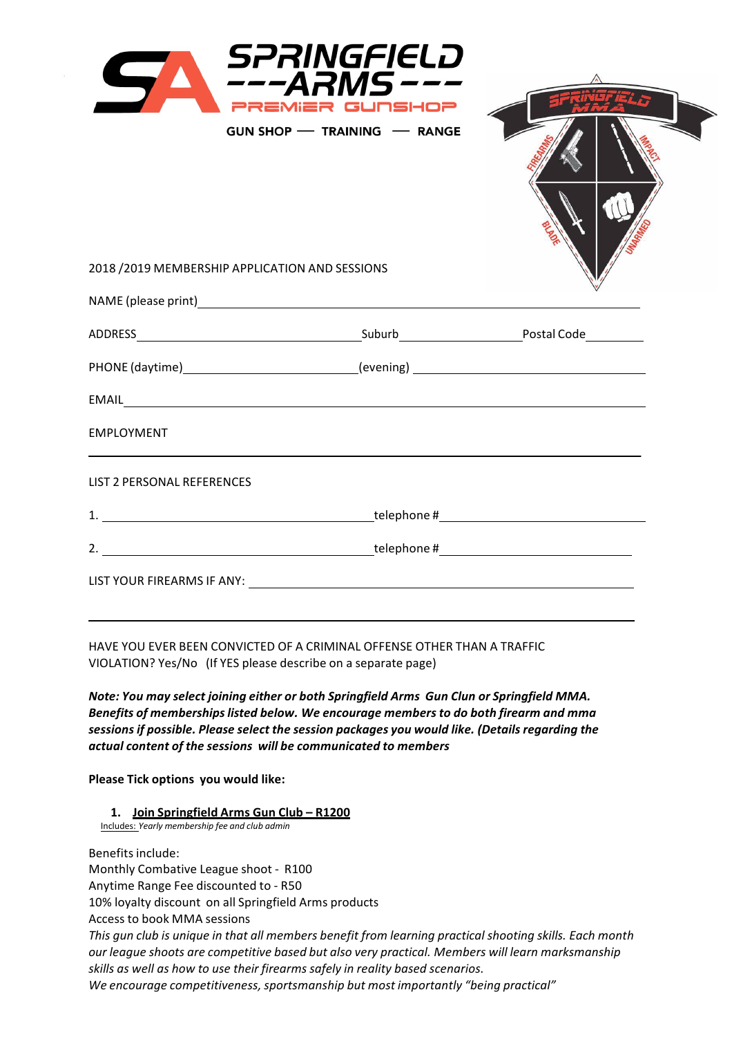**SPRINGFIELD ARMS**
PREMIER GUNSHOP

GUN SHOP — TRAINING — RANGE

2018 /2019 MEMBERSHIP APPLICATION AND SESSIONS

NAME (please print)________________________________________________

ADDRESS______________________ Suburb______________ Postal Code________

PHONE (daytime)____________________ (evening) ______________________

EMAIL________________________________________________

EMPLOYMENT

________________________________________________

LIST 2 PERSONAL REFERENCES

1. ______________________________ telephone #______________________

2. ______________________________ telephone #______________________

LIST YOUR FIREARMS IF ANY: ________________________________________

________________________________________________

HAVE YOU EVER BEEN CONVICTED OF A CRIMINAL OFFENSE OTHER THAN A TRAFFIC VIOLATION? Yes/No (If YES please describe on a separate page)

***Note: You may select joining either or both Springfield Arms Gun Clun or Springfield MMA. Benefits of memberships listed below. We encourage members to do both firearm and mma sessions if possible. Please select the session packages you would like. (Details regarding the actual content of the sessions will be communicated to members***

**Please Tick options you would like:**

1. **Join Springfield Arms Gun Club – R1200**

Includes: *Yearly membership fee and club admin*

Benefits include:
Monthly Combative League shoot - R100
Anytime Range Fee discounted to - R50
10% loyalty discount on all Springfield Arms products
Access to book MMA sessions

*This gun club is unique in that all members benefit from learning practical shooting skills. Each month our league shoots are competitive based but also very practical. Members will learn marksmanship skills as well as how to use their firearms safely in reality based scenarios.*
*We encourage competitiveness, sportsmanship but most importantly "being practical"*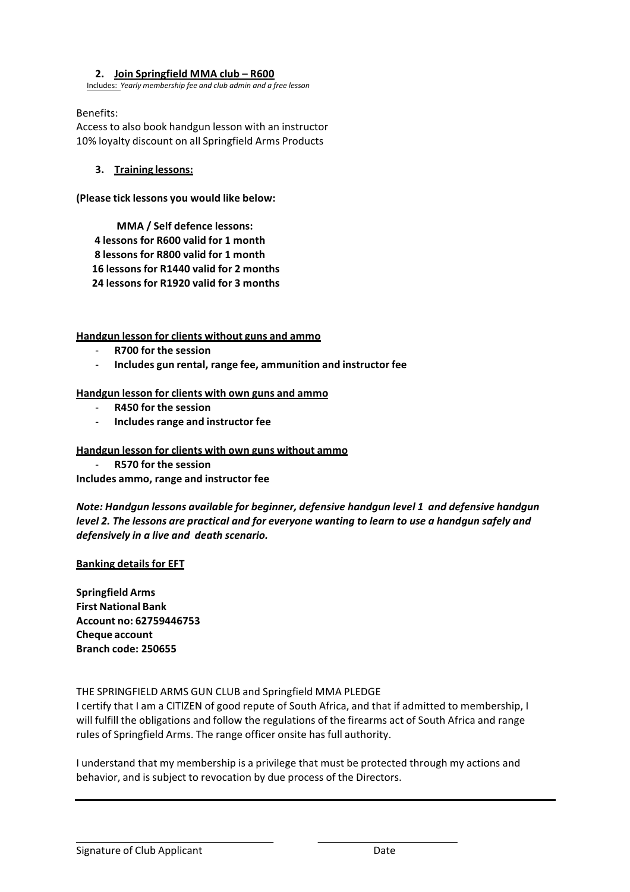2. **Join Springfield MMA club – R600**

Includes: *Yearly membership fee and club admin and a free lesson*

Benefits:
Access to also book handgun lesson with an instructor
10% loyalty discount on all Springfield Arms Products

3. **Training lessons:**

**(Please tick lessons you would like below:**

**MMA / Self defence lessons:**
**4 lessons for R600 valid for 1 month**
**8 lessons for R800 valid for 1 month**
**16 lessons for R1440 valid for 2 months**
**24 lessons for R1920 valid for 3 months**

**Handgun lesson for clients without guns and ammo**

- **R700 for the session**
- **Includes gun rental, range fee, ammunition and instructor fee**

**Handgun lesson for clients with own guns and ammo**

- **R450 for the session**
- **Includes range and instructor fee**

**Handgun lesson for clients with own guns without ammo**

- **R570 for the session**

**Includes ammo, range and instructor fee**

***Note: Handgun lessons available for beginner, defensive handgun level 1 and defensive handgun level 2. The lessons are practical and for everyone wanting to learn to use a handgun safely and defensively in a live and death scenario.***

**Banking details for EFT**

**Springfield Arms**
**First National Bank**
**Account no: 62759446753**
**Cheque account**
**Branch code: 250655**

THE SPRINGFIELD ARMS GUN CLUB and Springfield MMA PLEDGE
I certify that I am a CITIZEN of good repute of South Africa, and that if admitted to membership, I will fulfill the obligations and follow the regulations of the firearms act of South Africa and range rules of Springfield Arms. The range officer onsite has full authority.

I understand that my membership is a privilege that must be protected through my actions and behavior, and is subject to revocation by due process of the Directors.

---

Signature of Club Applicant &emsp;&emsp;&emsp;&emsp;&emsp;&emsp;&emsp;&emsp; Date